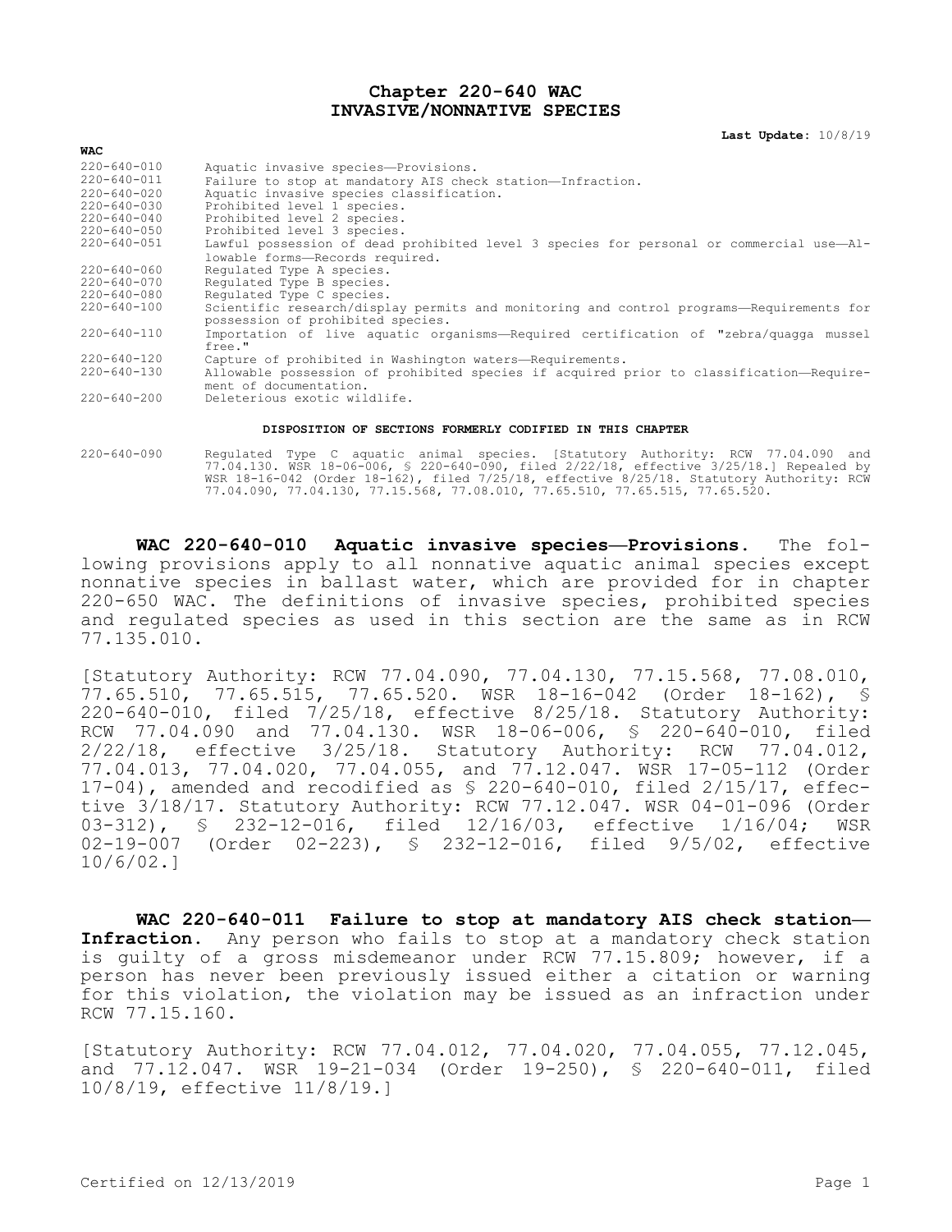# Chapter 220-640 WAC
# INVASIVE/NONNATIVE SPECIES

**Last Update:** 10/8/19

| WAC | |
|---|---|
| 220-640-010 | Aquatic invasive species—Provisions. |
| 220-640-011 | Failure to stop at mandatory AIS check station—Infraction. |
| 220-640-020 | Aquatic invasive species classification. |
| 220-640-030 | Prohibited level 1 species. |
| 220-640-040 | Prohibited level 2 species. |
| 220-640-050 | Prohibited level 3 species. |
| 220-640-051 | Lawful possession of dead prohibited level 3 species for personal or commercial use—Allowable forms—Records required. |
| 220-640-060 | Regulated Type A species. |
| 220-640-070 | Regulated Type B species. |
| 220-640-080 | Regulated Type C species. |
| 220-640-100 | Scientific research/display permits and monitoring and control programs—Requirements for possession of prohibited species. |
| 220-640-110 | Importation of live aquatic organisms—Required certification of "zebra/quagga mussel free." |
| 220-640-120 | Capture of prohibited in Washington waters—Requirements. |
| 220-640-130 | Allowable possession of prohibited species if acquired prior to classification—Requirement of documentation. |
| 220-640-200 | Deleterious exotic wildlife. |

**DISPOSITION OF SECTIONS FORMERLY CODIFIED IN THIS CHAPTER**

| | |
|---|---|
| 220-640-090 | Regulated Type C aquatic animal species. [Statutory Authority: RCW 77.04.090 and 77.04.130. WSR 18-06-006, § 220-640-090, filed 2/22/18, effective 3/25/18.] Repealed by WSR 18-16-042 (Order 18-162), filed 7/25/18, effective 8/25/18. Statutory Authority: RCW 77.04.090, 77.04.130, 77.15.568, 77.08.010, 77.65.510, 77.65.515, 77.65.520. |

**WAC 220-640-010 Aquatic invasive species—Provisions.** The following provisions apply to all nonnative aquatic animal species except nonnative species in ballast water, which are provided for in chapter 220-650 WAC. The definitions of invasive species, prohibited species and regulated species as used in this section are the same as in RCW 77.135.010.

[Statutory Authority: RCW 77.04.090, 77.04.130, 77.15.568, 77.08.010, 77.65.510, 77.65.515, 77.65.520. WSR 18-16-042 (Order 18-162), § 220-640-010, filed 7/25/18, effective 8/25/18. Statutory Authority: RCW 77.04.090 and 77.04.130. WSR 18-06-006, § 220-640-010, filed 2/22/18, effective 3/25/18. Statutory Authority: RCW 77.04.012, 77.04.013, 77.04.020, 77.04.055, and 77.12.047. WSR 17-05-112 (Order 17-04), amended and recodified as § 220-640-010, filed 2/15/17, effective 3/18/17. Statutory Authority: RCW 77.12.047. WSR 04-01-096 (Order 03-312), § 232-12-016, filed 12/16/03, effective 1/16/04; WSR 02-19-007 (Order 02-223), § 232-12-016, filed 9/5/02, effective 10/6/02.]

**WAC 220-640-011 Failure to stop at mandatory AIS check station—Infraction.** Any person who fails to stop at a mandatory check station is guilty of a gross misdemeanor under RCW 77.15.809; however, if a person has never been previously issued either a citation or warning for this violation, the violation may be issued as an infraction under RCW 77.15.160.

[Statutory Authority: RCW 77.04.012, 77.04.020, 77.04.055, 77.12.045, and 77.12.047. WSR 19-21-034 (Order 19-250), § 220-640-011, filed 10/8/19, effective 11/8/19.]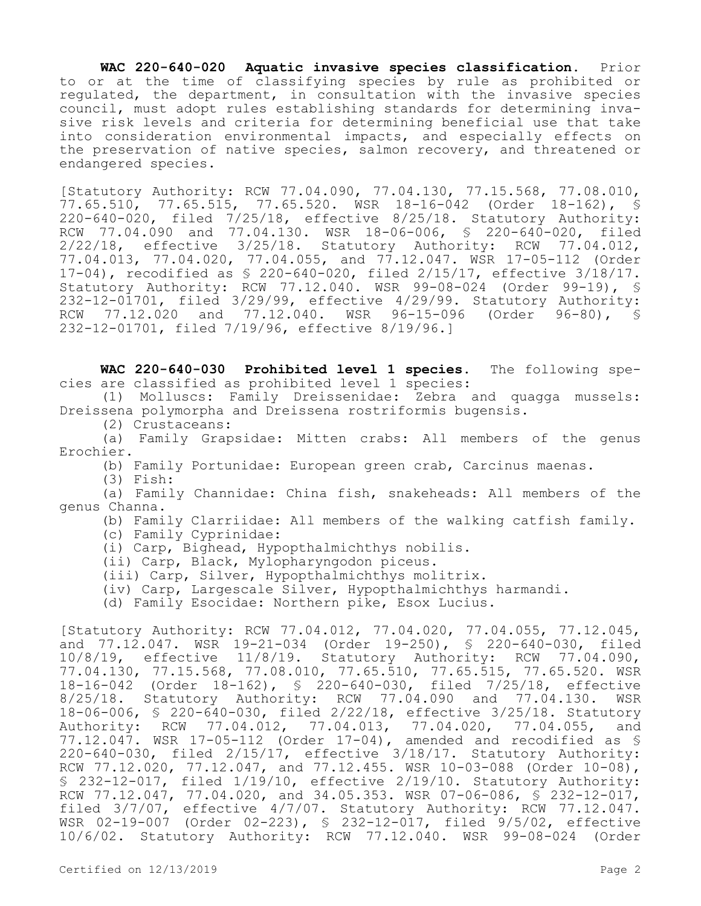**WAC 220-640-020 Aquatic invasive species classification.** Prior to or at the time of classifying species by rule as prohibited or regulated, the department, in consultation with the invasive species council, must adopt rules establishing standards for determining invasive risk levels and criteria for determining beneficial use that take into consideration environmental impacts, and especially effects on the preservation of native species, salmon recovery, and threatened or endangered species.

[Statutory Authority: RCW 77.04.090, 77.04.130, 77.15.568, 77.08.010, 77.65.510, 77.65.515, 77.65.520. WSR 18-16-042 (Order 18-162), § 220-640-020, filed 7/25/18, effective 8/25/18. Statutory Authority: RCW 77.04.090 and 77.04.130. WSR 18-06-006, § 220-640-020, filed 2/22/18, effective 3/25/18. Statutory Authority: RCW 77.04.012, 77.04.013, 77.04.020, 77.04.055, and 77.12.047. WSR 17-05-112 (Order 17-04), recodified as § 220-640-020, filed 2/15/17, effective 3/18/17. Statutory Authority: RCW 77.12.040. WSR 99-08-024 (Order 99-19), § 232-12-01701, filed 3/29/99, effective 4/29/99. Statutory Authority: RCW 77.12.020 and 77.12.040. WSR 96-15-096 (Order 96-80), § 232-12-01701, filed 7/19/96, effective 8/19/96.]

**WAC 220-640-030 Prohibited level 1 species.** The following species are classified as prohibited level 1 species:

(1) Molluscs: Family Dreissenidae: Zebra and quagga mussels: Dreissena polymorpha and Dreissena rostriformis bugensis.

(2) Crustaceans:

(a) Family Grapsidae: Mitten crabs: All members of the genus Erochier.

(b) Family Portunidae: European green crab, Carcinus maenas.

(3) Fish:

(a) Family Channidae: China fish, snakeheads: All members of the genus Channa.

(b) Family Clarriidae: All members of the walking catfish family.

(c) Family Cyprinidae:

(i) Carp, Bighead, Hypopthalmichthys nobilis.

(ii) Carp, Black, Mylopharyngodon piceus.

(iii) Carp, Silver, Hypopthalmichthys molitrix.

(iv) Carp, Largescale Silver, Hypopthalmichthys harmandi.

(d) Family Esocidae: Northern pike, Esox Lucius.

[Statutory Authority: RCW 77.04.012, 77.04.020, 77.04.055, 77.12.045, and 77.12.047. WSR 19-21-034 (Order 19-250), § 220-640-030, filed 10/8/19, effective 11/8/19. Statutory Authority: RCW 77.04.090, 77.04.130, 77.15.568, 77.08.010, 77.65.510, 77.65.515, 77.65.520. WSR 18-16-042 (Order 18-162), § 220-640-030, filed 7/25/18, effective 8/25/18. Statutory Authority: RCW 77.04.090 and 77.04.130. WSR 18-06-006, § 220-640-030, filed 2/22/18, effective 3/25/18. Statutory Authority: RCW 77.04.012, 77.04.013, 77.04.020, 77.04.055, and 77.12.047. WSR 17-05-112 (Order 17-04), amended and recodified as § 220-640-030, filed 2/15/17, effective 3/18/17. Statutory Authority: RCW 77.12.020, 77.12.047, and 77.12.455. WSR 10-03-088 (Order 10-08), § 232-12-017, filed 1/19/10, effective 2/19/10. Statutory Authority: RCW 77.12.047, 77.04.020, and 34.05.353. WSR 07-06-086, § 232-12-017, filed 3/7/07, effective 4/7/07. Statutory Authority: RCW 77.12.047. WSR 02-19-007 (Order 02-223), § 232-12-017, filed 9/5/02, effective 10/6/02. Statutory Authority: RCW 77.12.040. WSR 99-08-024 (Order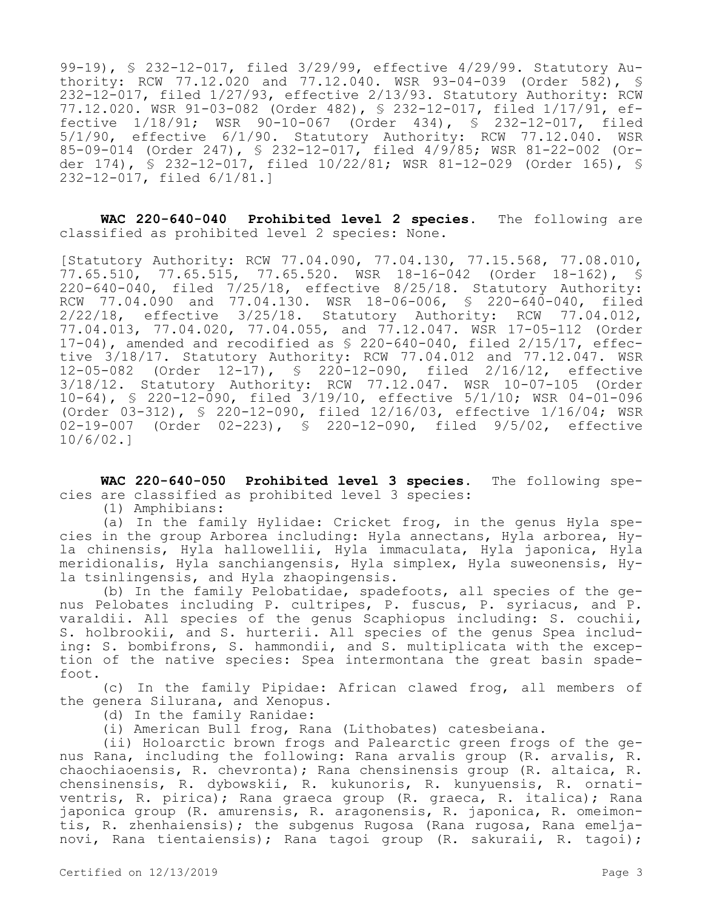99-19), § 232-12-017, filed 3/29/99, effective 4/29/99. Statutory Authority: RCW 77.12.020 and 77.12.040. WSR 93-04-039 (Order 582), § 232-12-017, filed 1/27/93, effective 2/13/93. Statutory Authority: RCW 77.12.020. WSR 91-03-082 (Order 482), § 232-12-017, filed 1/17/91, effective 1/18/91; WSR 90-10-067 (Order 434), § 232-12-017, filed 5/1/90, effective 6/1/90. Statutory Authority: RCW 77.12.040. WSR 85-09-014 (Order 247), § 232-12-017, filed 4/9/85; WSR 81-22-002 (Order 174), § 232-12-017, filed 10/22/81; WSR 81-12-029 (Order 165), § 232-12-017, filed 6/1/81.]

**WAC 220-640-040 Prohibited level 2 species.** The following are classified as prohibited level 2 species: None.

[Statutory Authority: RCW 77.04.090, 77.04.130, 77.15.568, 77.08.010, 77.65.510, 77.65.515, 77.65.520. WSR 18-16-042 (Order 18-162), § 220-640-040, filed 7/25/18, effective 8/25/18. Statutory Authority: RCW 77.04.090 and 77.04.130. WSR 18-06-006, § 220-640-040, filed 2/22/18, effective 3/25/18. Statutory Authority: RCW 77.04.012, 77.04.013, 77.04.020, 77.04.055, and 77.12.047. WSR 17-05-112 (Order 17-04), amended and recodified as § 220-640-040, filed 2/15/17, effective 3/18/17. Statutory Authority: RCW 77.04.012 and 77.12.047. WSR 12-05-082 (Order 12-17), § 220-12-090, filed 2/16/12, effective 3/18/12. Statutory Authority: RCW 77.12.047. WSR 10-07-105 (Order 10-64), § 220-12-090, filed 3/19/10, effective 5/1/10; WSR 04-01-096 (Order 03-312), § 220-12-090, filed 12/16/03, effective 1/16/04; WSR 02-19-007 (Order 02-223), § 220-12-090, filed 9/5/02, effective 10/6/02.]

**WAC 220-640-050 Prohibited level 3 species.** The following species are classified as prohibited level 3 species:

(1) Amphibians:

(a) In the family Hylidae: Cricket frog, in the genus Hyla species in the group Arborea including: Hyla annectans, Hyla arborea, Hyla chinensis, Hyla hallowellii, Hyla immaculata, Hyla japonica, Hyla meridionalis, Hyla sanchiangensis, Hyla simplex, Hyla suweonensis, Hyla tsinlingensis, and Hyla zhaopingensis.

(b) In the family Pelobatidae, spadefoots, all species of the genus Pelobates including P. cultripes, P. fuscus, P. syriacus, and P. varaldii. All species of the genus Scaphiopus including: S. couchii, S. holbrookii, and S. hurterii. All species of the genus Spea including: S. bombifrons, S. hammondii, and S. multiplicata with the exception of the native species: Spea intermontana the great basin spadefoot.

(c) In the family Pipidae: African clawed frog, all members of the genera Silurana, and Xenopus.

(d) In the family Ranidae:

(i) American Bull frog, Rana (Lithobates) catesbeiana.

(ii) Holoarctic brown frogs and Palearctic green frogs of the genus Rana, including the following: Rana arvalis group (R. arvalis, R. chaochiaoensis, R. chevronta); Rana chensinensis group (R. altaica, R. chensinensis, R. dybowskii, R. kukunoris, R. kunyuensis, R. ornativentris, R. pirica); Rana graeca group (R. graeca, R. italica); Rana japonica group (R. amurensis, R. aragonensis, R. japonica, R. omeimontis, R. zhenhaiensis); the subgenus Rugosa (Rana rugosa, Rana emeljanovi, Rana tientaiensis); Rana tagoi group (R. sakuraii, R. tagoi);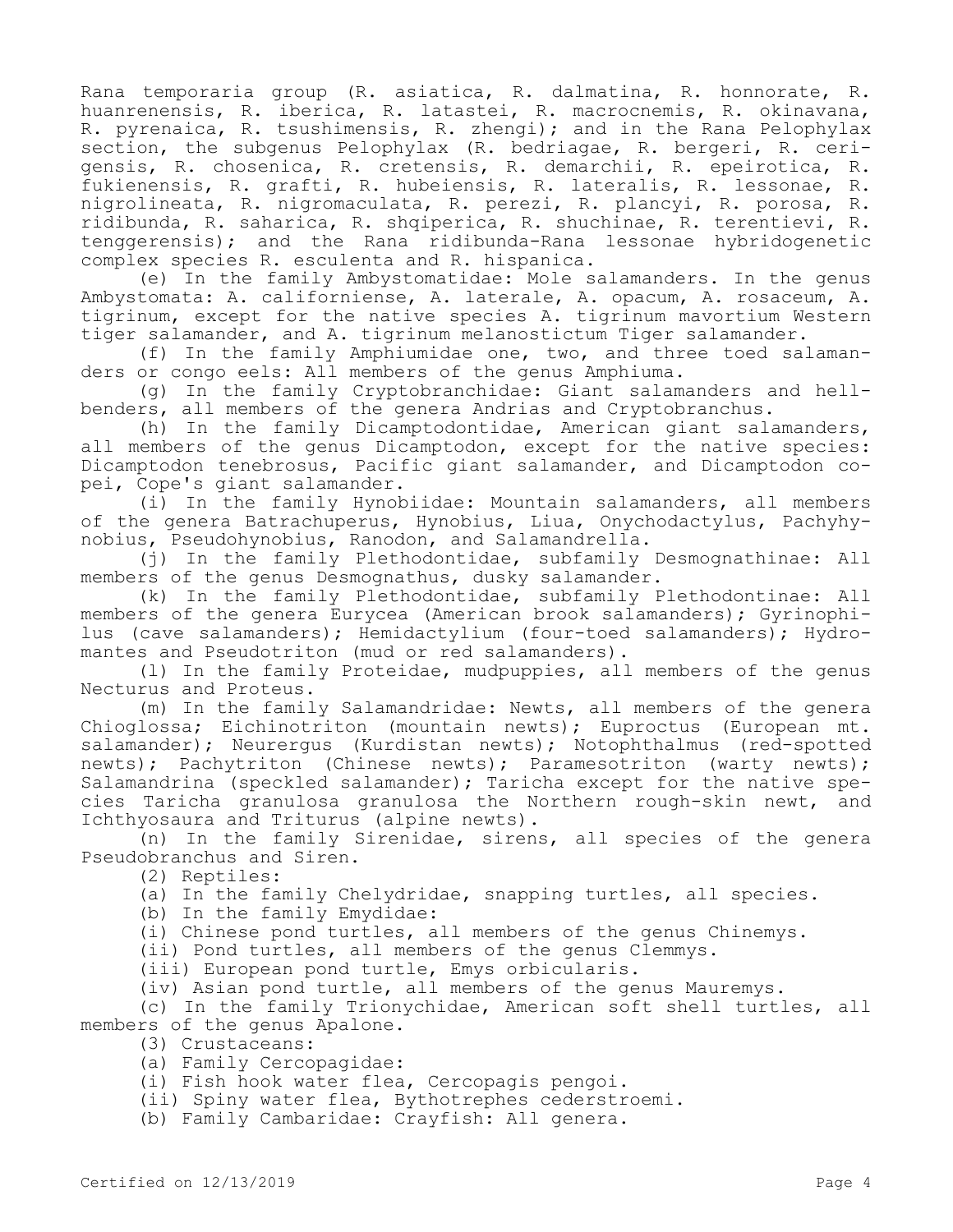Rana temporaria group (R. asiatica, R. dalmatina, R. honnorate, R. huanrenensis, R. iberica, R. latastei, R. macrocnemis, R. okinavana, R. pyrenaica, R. tsushimensis, R. zhengi); and in the Rana Pelophylax section, the subgenus Pelophylax (R. bedriagae, R. bergeri, R. cerigensis, R. chosenica, R. cretensis, R. demarchii, R. epeirotica, R. fukienensis, R. grafti, R. hubeiensis, R. lateralis, R. lessonae, R. nigrolineata, R. nigromaculata, R. perezi, R. plancyi, R. porosa, R. ridibunda, R. saharica, R. shqiperica, R. shuchinae, R. terentievi, R. tenggerensis); and the Rana ridibunda-Rana lessonae hybridogenetic complex species R. esculenta and R. hispanica.

(e) In the family Ambystomatidae: Mole salamanders. In the genus Ambystomata: A. californiense, A. laterale, A. opacum, A. rosaceum, A. tigrinum, except for the native species A. tigrinum mavortium Western tiger salamander, and A. tigrinum melanostictum Tiger salamander.

(f) In the family Amphiumidae one, two, and three toed salamanders or congo eels: All members of the genus Amphiuma.

(g) In the family Cryptobranchidae: Giant salamanders and hellbenders, all members of the genera Andrias and Cryptobranchus.

(h) In the family Dicamptodontidae, American giant salamanders, all members of the genus Dicamptodon, except for the native species: Dicamptodon tenebrosus, Pacific giant salamander, and Dicamptodon copei, Cope's giant salamander.

(i) In the family Hynobiidae: Mountain salamanders, all members of the genera Batrachuperus, Hynobius, Liua, Onychodactylus, Pachyhynobius, Pseudohynobius, Ranodon, and Salamandrella.

(j) In the family Plethodontidae, subfamily Desmognathinae: All members of the genus Desmognathus, dusky salamander.

(k) In the family Plethodontidae, subfamily Plethodontinae: All members of the genera Eurycea (American brook salamanders); Gyrinophilus (cave salamanders); Hemidactylium (four-toed salamanders); Hydromantes and Pseudotriton (mud or red salamanders).

(l) In the family Proteidae, mudpuppies, all members of the genus Necturus and Proteus.

(m) In the family Salamandridae: Newts, all members of the genera Chioglossa; Eichinotriton (mountain newts); Euproctus (European mt. salamander); Neurergus (Kurdistan newts); Notophthalmus (red-spotted newts); Pachytriton (Chinese newts); Paramesotriton (warty newts); Salamandrina (speckled salamander); Taricha except for the native species Taricha granulosa granulosa the Northern rough-skin newt, and Ichthyosaura and Triturus (alpine newts).

(n) In the family Sirenidae, sirens, all species of the genera Pseudobranchus and Siren.

(2) Reptiles:

(a) In the family Chelydridae, snapping turtles, all species.

(b) In the family Emydidae:

(i) Chinese pond turtles, all members of the genus Chinemys.

(ii) Pond turtles, all members of the genus Clemmys.

(iii) European pond turtle, Emys orbicularis.

(iv) Asian pond turtle, all members of the genus Mauremys.

(c) In the family Trionychidae, American soft shell turtles, all members of the genus Apalone.

(3) Crustaceans:

(a) Family Cercopagidae:

(i) Fish hook water flea, Cercopagis pengoi.

(ii) Spiny water flea, Bythotrephes cederstroemi.

(b) Family Cambaridae: Crayfish: All genera.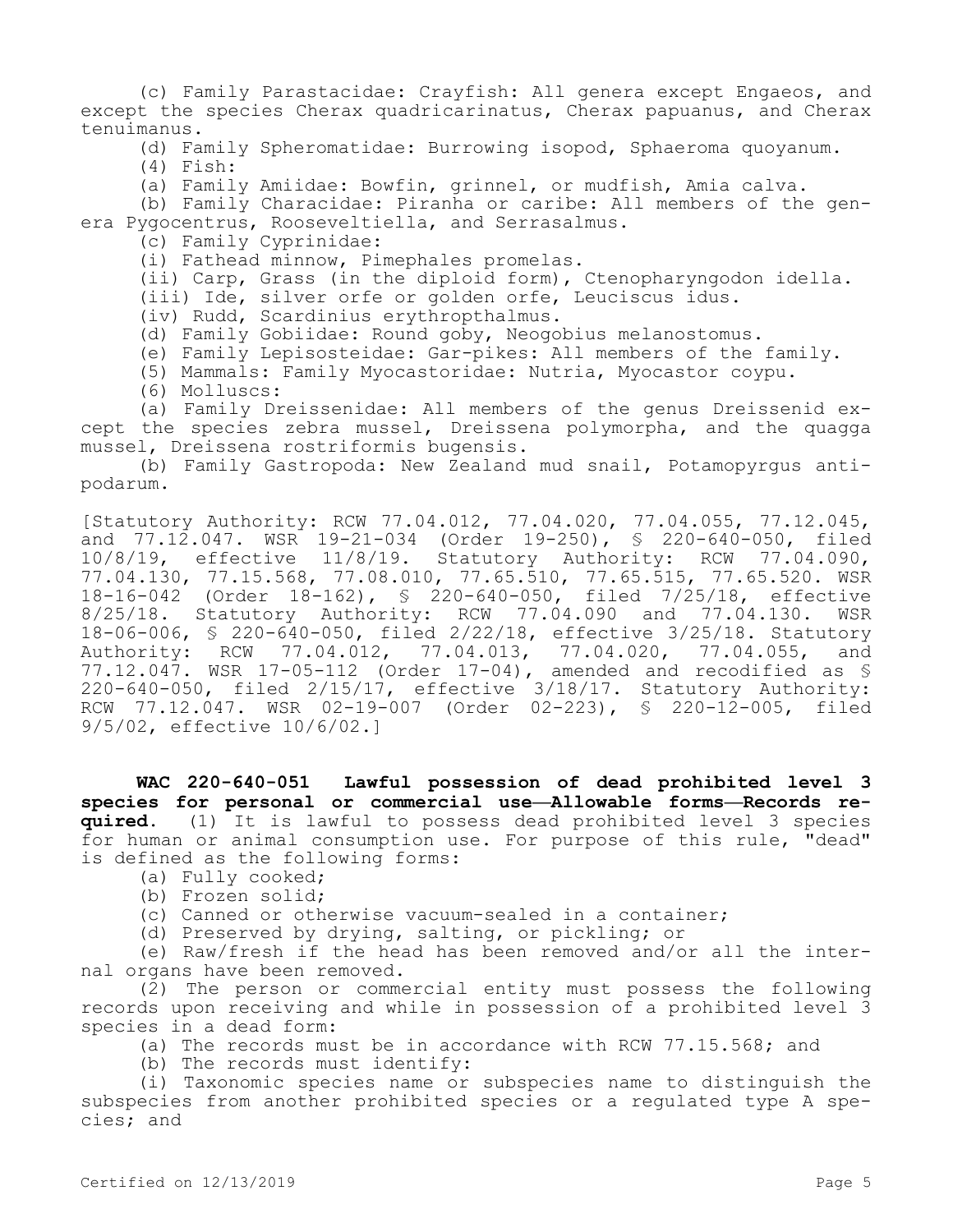(c) Family Parastacidae: Crayfish: All genera except Engaeos, and except the species Cherax quadricarinatus, Cherax papuanus, and Cherax tenuimanus.

(d) Family Spheromatidae: Burrowing isopod, Sphaeroma quoyanum.

(4) Fish:

(a) Family Amiidae: Bowfin, grinnel, or mudfish, Amia calva.

(b) Family Characidae: Piranha or caribe: All members of the genera Pygocentrus, Rooseveltiella, and Serrasalmus.

(c) Family Cyprinidae:

(i) Fathead minnow, Pimephales promelas.

(ii) Carp, Grass (in the diploid form), Ctenopharyngodon idella.

(iii) Ide, silver orfe or golden orfe, Leuciscus idus.

(iv) Rudd, Scardinius erythropthalmus.

(d) Family Gobiidae: Round goby, Neogobius melanostomus.

(e) Family Lepisosteidae: Gar-pikes: All members of the family.

(5) Mammals: Family Myocastoridae: Nutria, Myocastor coypu.

(6) Molluscs:

(a) Family Dreissenidae: All members of the genus Dreissenid except the species zebra mussel, Dreissena polymorpha, and the quagga mussel, Dreissena rostriformis bugensis.

(b) Family Gastropoda: New Zealand mud snail, Potamopyrgus antipodarum.

[Statutory Authority: RCW 77.04.012, 77.04.020, 77.04.055, 77.12.045, and 77.12.047. WSR 19-21-034 (Order 19-250), § 220-640-050, filed 10/8/19, effective 11/8/19. Statutory Authority: RCW 77.04.090, 77.04.130, 77.15.568, 77.08.010, 77.65.510, 77.65.515, 77.65.520. WSR 18-16-042 (Order 18-162), § 220-640-050, filed 7/25/18, effective 8/25/18. Statutory Authority: RCW 77.04.090 and 77.04.130. WSR 18-06-006, § 220-640-050, filed 2/22/18, effective 3/25/18. Statutory Authority: RCW 77.04.012, 77.04.013, 77.04.020, 77.04.055, and 77.12.047. WSR 17-05-112 (Order 17-04), amended and recodified as § 220-640-050, filed 2/15/17, effective 3/18/17. Statutory Authority: RCW 77.12.047. WSR 02-19-007 (Order 02-223), § 220-12-005, filed 9/5/02, effective 10/6/02.]

**WAC 220-640-051 Lawful possession of dead prohibited level 3 species for personal or commercial use—Allowable forms—Records required.** (1) It is lawful to possess dead prohibited level 3 species for human or animal consumption use. For purpose of this rule, "dead" is defined as the following forms:

(a) Fully cooked;

(b) Frozen solid;

(c) Canned or otherwise vacuum-sealed in a container;

(d) Preserved by drying, salting, or pickling; or

(e) Raw/fresh if the head has been removed and/or all the internal organs have been removed.

(2) The person or commercial entity must possess the following records upon receiving and while in possession of a prohibited level 3 species in a dead form:

(a) The records must be in accordance with RCW 77.15.568; and

(b) The records must identify:

(i) Taxonomic species name or subspecies name to distinguish the subspecies from another prohibited species or a regulated type A species; and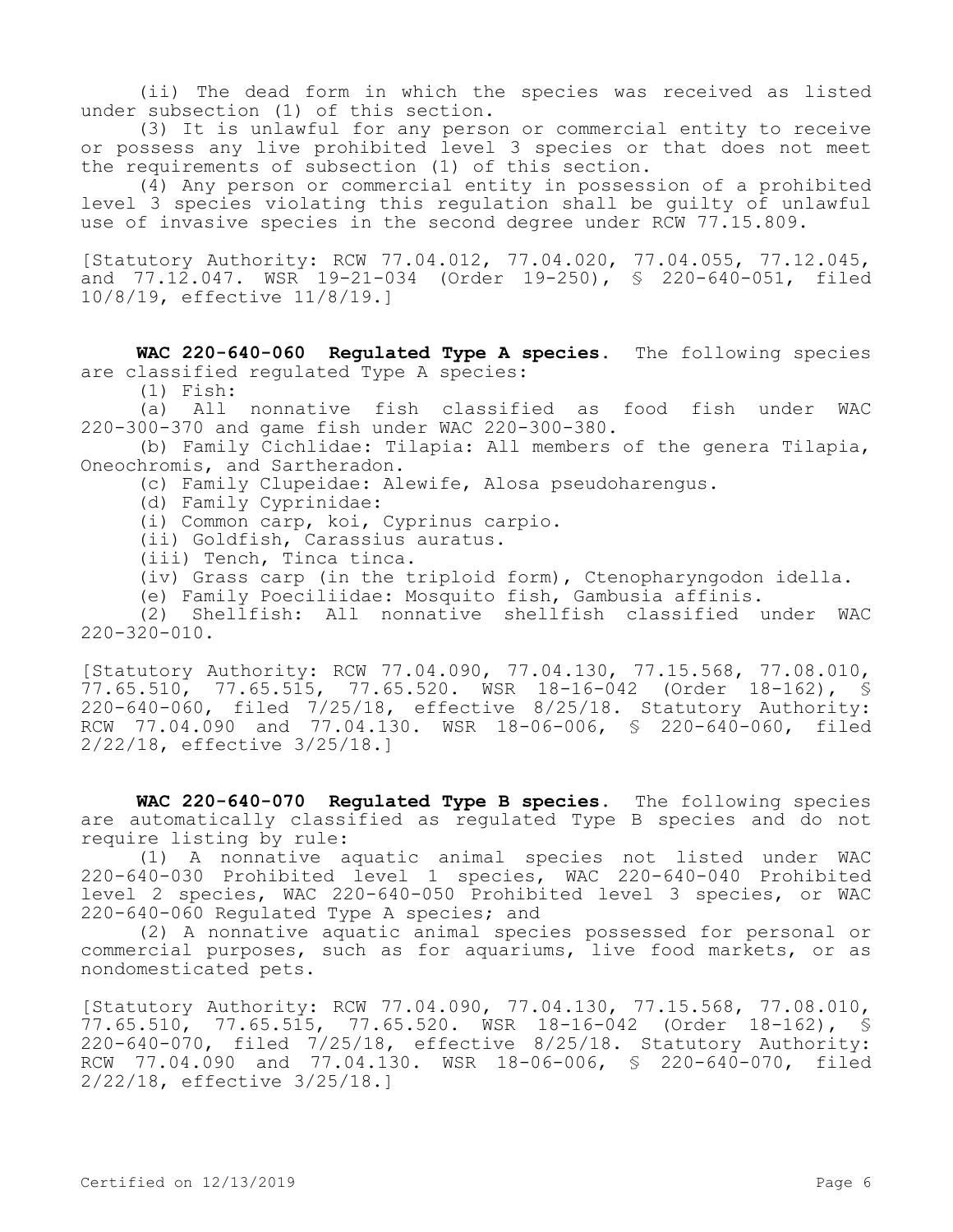(ii) The dead form in which the species was received as listed under subsection (1) of this section.

(3) It is unlawful for any person or commercial entity to receive or possess any live prohibited level 3 species or that does not meet the requirements of subsection (1) of this section.

(4) Any person or commercial entity in possession of a prohibited level 3 species violating this regulation shall be guilty of unlawful use of invasive species in the second degree under RCW 77.15.809.

[Statutory Authority: RCW 77.04.012, 77.04.020, 77.04.055, 77.12.045, and 77.12.047. WSR 19-21-034 (Order 19-250), § 220-640-051, filed 10/8/19, effective 11/8/19.]

**WAC 220-640-060 Regulated Type A species.** The following species are classified regulated Type A species:

(1) Fish:

(a) All nonnative fish classified as food fish under WAC 220-300-370 and game fish under WAC 220-300-380.

(b) Family Cichlidae: Tilapia: All members of the genera Tilapia, Oneochromis, and Sartheradon.

(c) Family Clupeidae: Alewife, Alosa pseudoharengus.

(d) Family Cyprinidae:

(i) Common carp, koi, Cyprinus carpio.

(ii) Goldfish, Carassius auratus.

(iii) Tench, Tinca tinca.

(iv) Grass carp (in the triploid form), Ctenopharyngodon idella.

(e) Family Poeciliidae: Mosquito fish, Gambusia affinis.

(2) Shellfish: All nonnative shellfish classified under WAC 220-320-010.

[Statutory Authority: RCW 77.04.090, 77.04.130, 77.15.568, 77.08.010, 77.65.510, 77.65.515, 77.65.520. WSR 18-16-042 (Order 18-162), § 220-640-060, filed 7/25/18, effective 8/25/18. Statutory Authority: RCW 77.04.090 and 77.04.130. WSR 18-06-006, § 220-640-060, filed 2/22/18, effective 3/25/18.]

**WAC 220-640-070 Regulated Type B species.** The following species are automatically classified as regulated Type B species and do not require listing by rule:

(1) A nonnative aquatic animal species not listed under WAC 220-640-030 Prohibited level 1 species, WAC 220-640-040 Prohibited level 2 species, WAC 220-640-050 Prohibited level 3 species, or WAC 220-640-060 Regulated Type A species; and

(2) A nonnative aquatic animal species possessed for personal or commercial purposes, such as for aquariums, live food markets, or as nondomesticated pets.

[Statutory Authority: RCW 77.04.090, 77.04.130, 77.15.568, 77.08.010, 77.65.510, 77.65.515, 77.65.520. WSR 18-16-042 (Order 18-162), § 220-640-070, filed 7/25/18, effective 8/25/18. Statutory Authority: RCW 77.04.090 and 77.04.130. WSR 18-06-006, § 220-640-070, filed 2/22/18, effective 3/25/18.]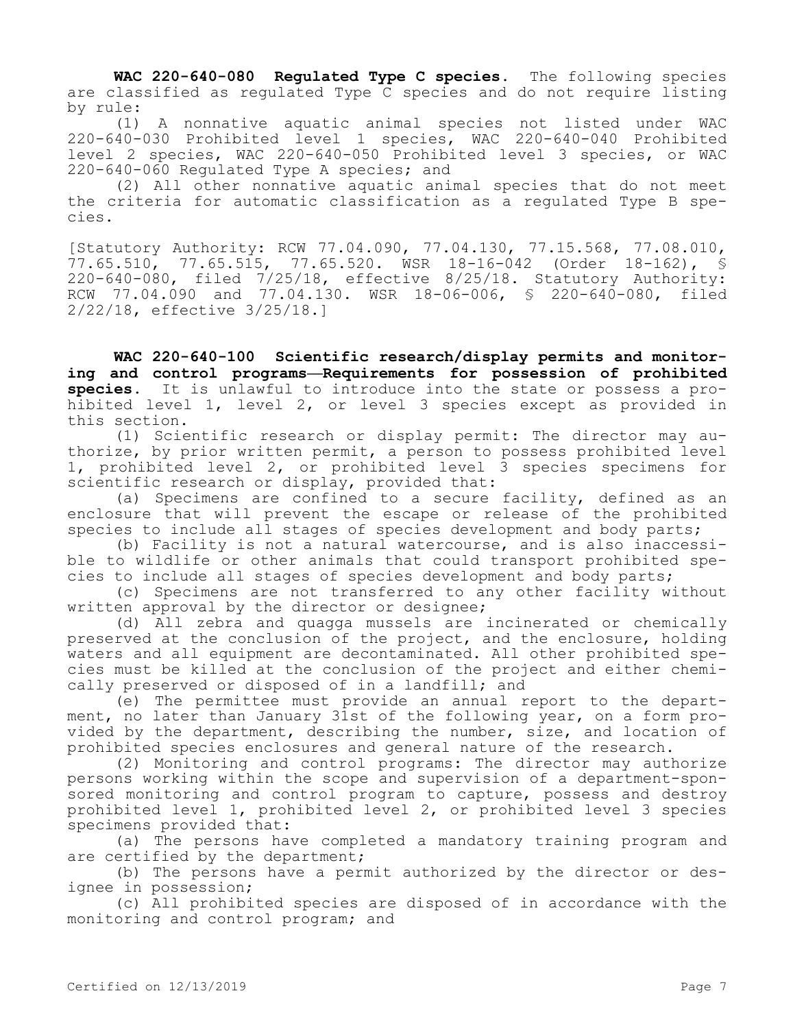**WAC 220-640-080 Regulated Type C species.** The following species are classified as regulated Type C species and do not require listing by rule:

(1) A nonnative aquatic animal species not listed under WAC 220-640-030 Prohibited level 1 species, WAC 220-640-040 Prohibited level 2 species, WAC 220-640-050 Prohibited level 3 species, or WAC 220-640-060 Regulated Type A species; and

(2) All other nonnative aquatic animal species that do not meet the criteria for automatic classification as a regulated Type B species.

[Statutory Authority: RCW 77.04.090, 77.04.130, 77.15.568, 77.08.010, 77.65.510, 77.65.515, 77.65.520. WSR 18-16-042 (Order 18-162), § 220-640-080, filed 7/25/18, effective 8/25/18. Statutory Authority: RCW 77.04.090 and 77.04.130. WSR 18-06-006, § 220-640-080, filed 2/22/18, effective 3/25/18.]

**WAC 220-640-100 Scientific research/display permits and monitoring and control programs—Requirements for possession of prohibited species.** It is unlawful to introduce into the state or possess a prohibited level 1, level 2, or level 3 species except as provided in this section.

(1) Scientific research or display permit: The director may authorize, by prior written permit, a person to possess prohibited level 1, prohibited level 2, or prohibited level 3 species specimens for scientific research or display, provided that:

(a) Specimens are confined to a secure facility, defined as an enclosure that will prevent the escape or release of the prohibited species to include all stages of species development and body parts;

(b) Facility is not a natural watercourse, and is also inaccessible to wildlife or other animals that could transport prohibited species to include all stages of species development and body parts;

(c) Specimens are not transferred to any other facility without written approval by the director or designee;

(d) All zebra and quagga mussels are incinerated or chemically preserved at the conclusion of the project, and the enclosure, holding waters and all equipment are decontaminated. All other prohibited species must be killed at the conclusion of the project and either chemically preserved or disposed of in a landfill; and

(e) The permittee must provide an annual report to the department, no later than January 31st of the following year, on a form provided by the department, describing the number, size, and location of prohibited species enclosures and general nature of the research.

(2) Monitoring and control programs: The director may authorize persons working within the scope and supervision of a department-sponsored monitoring and control program to capture, possess and destroy prohibited level 1, prohibited level 2, or prohibited level 3 species specimens provided that:

(a) The persons have completed a mandatory training program and are certified by the department;

(b) The persons have a permit authorized by the director or designee in possession;

(c) All prohibited species are disposed of in accordance with the monitoring and control program; and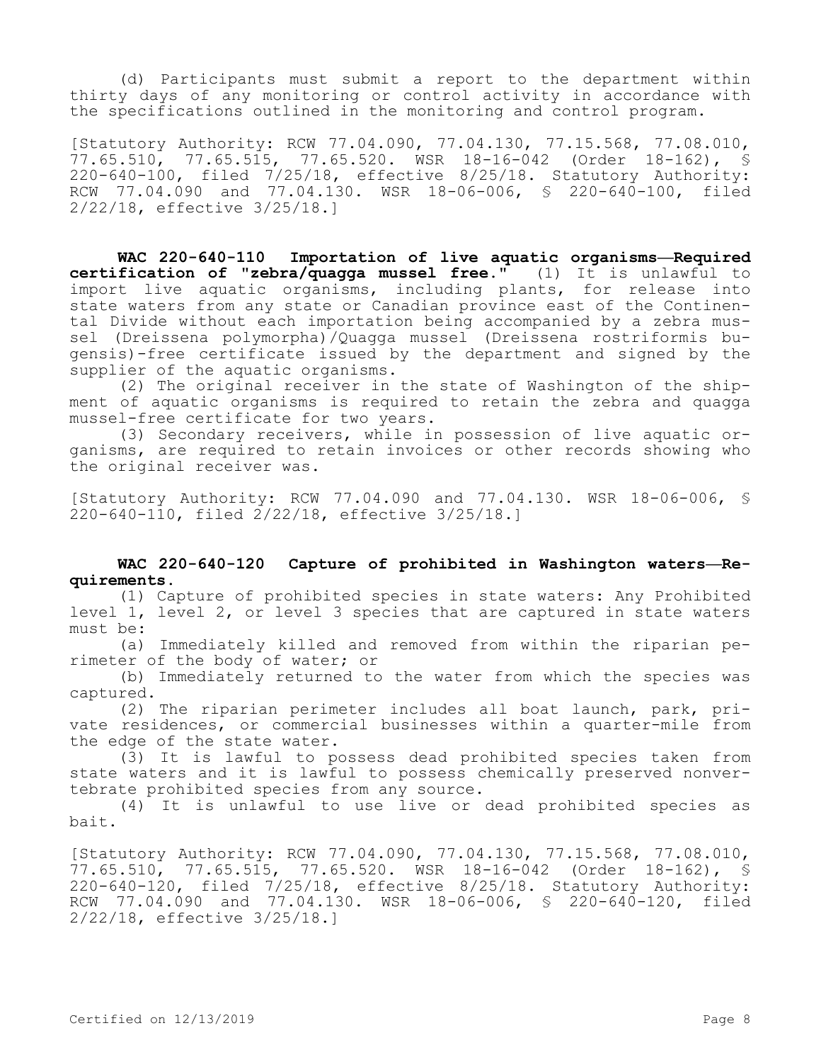(d) Participants must submit a report to the department within thirty days of any monitoring or control activity in accordance with the specifications outlined in the monitoring and control program.

[Statutory Authority: RCW 77.04.090, 77.04.130, 77.15.568, 77.08.010, 77.65.510, 77.65.515, 77.65.520. WSR 18-16-042 (Order 18-162), § 220-640-100, filed 7/25/18, effective 8/25/18. Statutory Authority: RCW 77.04.090 and 77.04.130. WSR 18-06-006, § 220-640-100, filed 2/22/18, effective 3/25/18.]

**WAC 220-640-110 Importation of live aquatic organisms—Required certification of "zebra/quagga mussel free."** (1) It is unlawful to import live aquatic organisms, including plants, for release into state waters from any state or Canadian province east of the Continental Divide without each importation being accompanied by a zebra mussel (Dreissena polymorpha)/Quagga mussel (Dreissena rostriformis bugensis)-free certificate issued by the department and signed by the supplier of the aquatic organisms.

(2) The original receiver in the state of Washington of the shipment of aquatic organisms is required to retain the zebra and quagga mussel-free certificate for two years.

(3) Secondary receivers, while in possession of live aquatic organisms, are required to retain invoices or other records showing who the original receiver was.

[Statutory Authority: RCW 77.04.090 and 77.04.130. WSR 18-06-006, § 220-640-110, filed 2/22/18, effective 3/25/18.]

**WAC 220-640-120 Capture of prohibited in Washington waters—Requirements.**

(1) Capture of prohibited species in state waters: Any Prohibited level 1, level 2, or level 3 species that are captured in state waters must be:

(a) Immediately killed and removed from within the riparian perimeter of the body of water; or

(b) Immediately returned to the water from which the species was captured.

(2) The riparian perimeter includes all boat launch, park, private residences, or commercial businesses within a quarter-mile from the edge of the state water.

(3) It is lawful to possess dead prohibited species taken from state waters and it is lawful to possess chemically preserved nonvertebrate prohibited species from any source.

(4) It is unlawful to use live or dead prohibited species as bait.

[Statutory Authority: RCW 77.04.090, 77.04.130, 77.15.568, 77.08.010, 77.65.510, 77.65.515, 77.65.520. WSR 18-16-042 (Order 18-162), § 220-640-120, filed 7/25/18, effective 8/25/18. Statutory Authority: RCW 77.04.090 and 77.04.130. WSR 18-06-006, § 220-640-120, filed 2/22/18, effective 3/25/18.]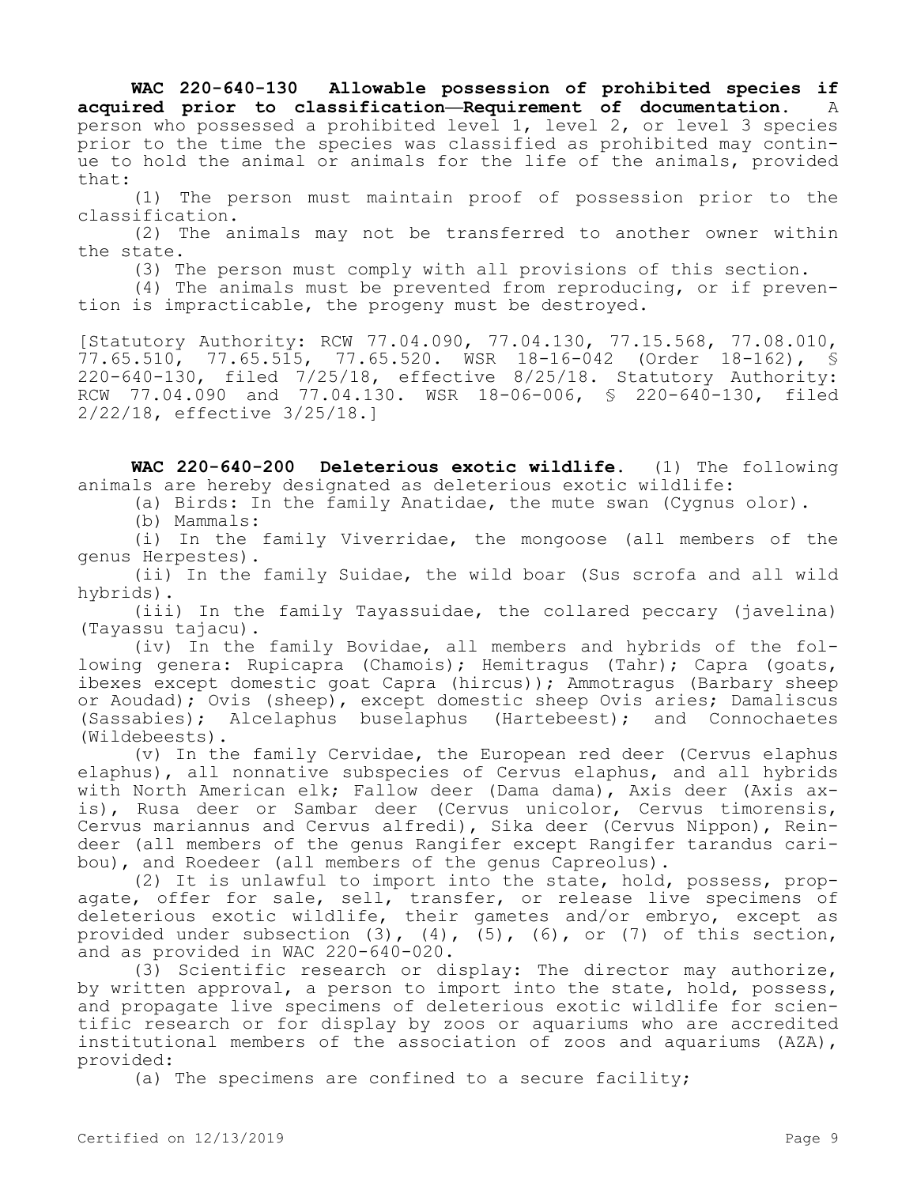**WAC 220-640-130 Allowable possession of prohibited species if acquired prior to classification—Requirement of documentation.** A person who possessed a prohibited level 1, level 2, or level 3 species prior to the time the species was classified as prohibited may continue to hold the animal or animals for the life of the animals, provided that:

(1) The person must maintain proof of possession prior to the classification.

(2) The animals may not be transferred to another owner within the state.

(3) The person must comply with all provisions of this section.

(4) The animals must be prevented from reproducing, or if prevention is impracticable, the progeny must be destroyed.

[Statutory Authority: RCW 77.04.090, 77.04.130, 77.15.568, 77.08.010, 77.65.510, 77.65.515, 77.65.520. WSR 18-16-042 (Order 18-162), § 220-640-130, filed 7/25/18, effective 8/25/18. Statutory Authority: RCW 77.04.090 and 77.04.130. WSR 18-06-006, § 220-640-130, filed 2/22/18, effective 3/25/18.]

**WAC 220-640-200 Deleterious exotic wildlife.** (1) The following animals are hereby designated as deleterious exotic wildlife:

(a) Birds: In the family Anatidae, the mute swan (Cygnus olor).

(b) Mammals:

(i) In the family Viverridae, the mongoose (all members of the genus Herpestes).

(ii) In the family Suidae, the wild boar (Sus scrofa and all wild hybrids).

(iii) In the family Tayassuidae, the collared peccary (javelina) (Tayassu tajacu).

(iv) In the family Bovidae, all members and hybrids of the following genera: Rupicapra (Chamois); Hemitragus (Tahr); Capra (goats, ibexes except domestic goat Capra (hircus)); Ammotragus (Barbary sheep or Aoudad); Ovis (sheep), except domestic sheep Ovis aries; Damaliscus (Sassabies); Alcelaphus buselaphus (Hartebeest); and Connochaetes (Wildebeests).

(v) In the family Cervidae, the European red deer (Cervus elaphus elaphus), all nonnative subspecies of Cervus elaphus, and all hybrids with North American elk; Fallow deer (Dama dama), Axis deer (Axis axis), Rusa deer or Sambar deer (Cervus unicolor, Cervus timorensis, Cervus mariannus and Cervus alfredi), Sika deer (Cervus Nippon), Reindeer (all members of the genus Rangifer except Rangifer tarandus caribou), and Roedeer (all members of the genus Capreolus).

(2) It is unlawful to import into the state, hold, possess, propagate, offer for sale, sell, transfer, or release live specimens of deleterious exotic wildlife, their gametes and/or embryo, except as provided under subsection (3), (4), (5), (6), or (7) of this section, and as provided in WAC 220-640-020.

(3) Scientific research or display: The director may authorize, by written approval, a person to import into the state, hold, possess, and propagate live specimens of deleterious exotic wildlife for scientific research or for display by zoos or aquariums who are accredited institutional members of the association of zoos and aquariums (AZA), provided:

(a) The specimens are confined to a secure facility;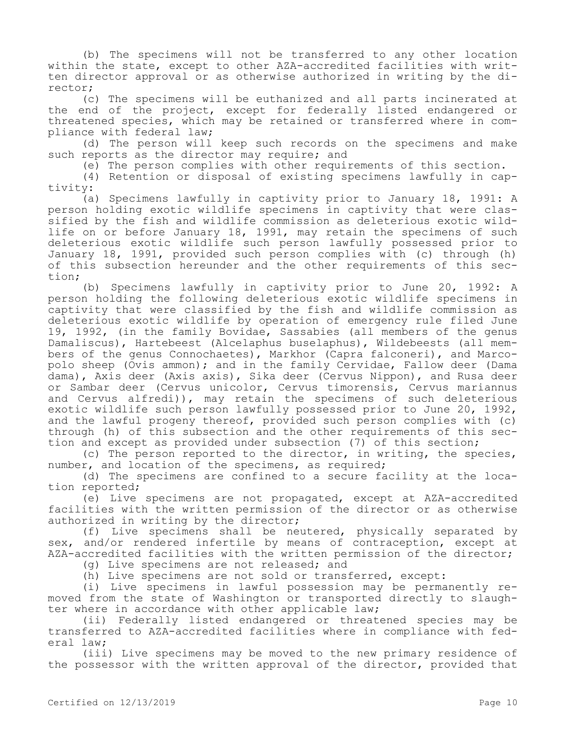(b) The specimens will not be transferred to any other location within the state, except to other AZA-accredited facilities with written director approval or as otherwise authorized in writing by the director;

(c) The specimens will be euthanized and all parts incinerated at the end of the project, except for federally listed endangered or threatened species, which may be retained or transferred where in compliance with federal law;

(d) The person will keep such records on the specimens and make such reports as the director may require; and

(e) The person complies with other requirements of this section.

(4) Retention or disposal of existing specimens lawfully in captivity:

(a) Specimens lawfully in captivity prior to January 18, 1991: A person holding exotic wildlife specimens in captivity that were classified by the fish and wildlife commission as deleterious exotic wildlife on or before January 18, 1991, may retain the specimens of such deleterious exotic wildlife such person lawfully possessed prior to January 18, 1991, provided such person complies with (c) through (h) of this subsection hereunder and the other requirements of this section;

(b) Specimens lawfully in captivity prior to June 20, 1992: A person holding the following deleterious exotic wildlife specimens in captivity that were classified by the fish and wildlife commission as deleterious exotic wildlife by operation of emergency rule filed June 19, 1992, (in the family Bovidae, Sassabies (all members of the genus Damaliscus), Hartebeest (Alcelaphus buselaphus), Wildebeests (all members of the genus Connochaetes), Markhor (Capra falconeri), and Marcopolo sheep (Ovis ammon); and in the family Cervidae, Fallow deer (Dama dama), Axis deer (Axis axis), Sika deer (Cervus Nippon), and Rusa deer or Sambar deer (Cervus unicolor, Cervus timorensis, Cervus mariannus and Cervus alfredi)), may retain the specimens of such deleterious exotic wildlife such person lawfully possessed prior to June 20, 1992, and the lawful progeny thereof, provided such person complies with (c) through (h) of this subsection and the other requirements of this section and except as provided under subsection (7) of this section;

(c) The person reported to the director, in writing, the species, number, and location of the specimens, as required;

(d) The specimens are confined to a secure facility at the location reported;

(e) Live specimens are not propagated, except at AZA-accredited facilities with the written permission of the director or as otherwise authorized in writing by the director;

(f) Live specimens shall be neutered, physically separated by sex, and/or rendered infertile by means of contraception, except at AZA-accredited facilities with the written permission of the director;

(g) Live specimens are not released; and

(h) Live specimens are not sold or transferred, except:

(i) Live specimens in lawful possession may be permanently removed from the state of Washington or transported directly to slaughter where in accordance with other applicable law;

(ii) Federally listed endangered or threatened species may be transferred to AZA-accredited facilities where in compliance with federal law;

(iii) Live specimens may be moved to the new primary residence of the possessor with the written approval of the director, provided that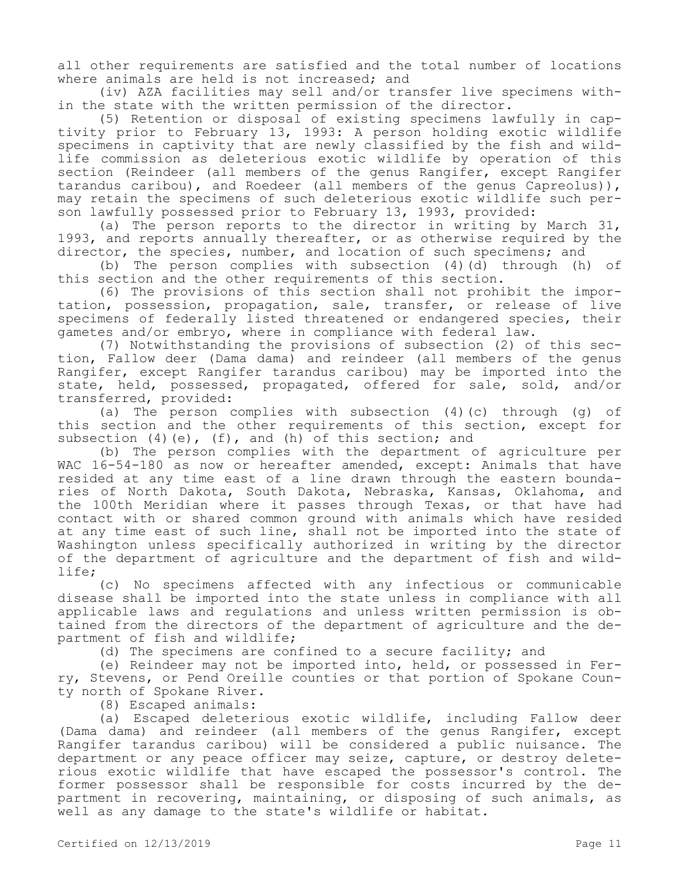all other requirements are satisfied and the total number of locations where animals are held is not increased; and

(iv) AZA facilities may sell and/or transfer live specimens within the state with the written permission of the director.

(5) Retention or disposal of existing specimens lawfully in captivity prior to February 13, 1993: A person holding exotic wildlife specimens in captivity that are newly classified by the fish and wildlife commission as deleterious exotic wildlife by operation of this section (Reindeer (all members of the genus Rangifer, except Rangifer tarandus caribou), and Roedeer (all members of the genus Capreolus)), may retain the specimens of such deleterious exotic wildlife such person lawfully possessed prior to February 13, 1993, provided:

(a) The person reports to the director in writing by March 31, 1993, and reports annually thereafter, or as otherwise required by the director, the species, number, and location of such specimens; and

(b) The person complies with subsection (4)(d) through (h) of this section and the other requirements of this section.

(6) The provisions of this section shall not prohibit the importation, possession, propagation, sale, transfer, or release of live specimens of federally listed threatened or endangered species, their gametes and/or embryo, where in compliance with federal law.

(7) Notwithstanding the provisions of subsection (2) of this section, Fallow deer (Dama dama) and reindeer (all members of the genus Rangifer, except Rangifer tarandus caribou) may be imported into the state, held, possessed, propagated, offered for sale, sold, and/or transferred, provided:

(a) The person complies with subsection (4)(c) through (g) of this section and the other requirements of this section, except for subsection (4)(e), (f), and (h) of this section; and

(b) The person complies with the department of agriculture per WAC 16-54-180 as now or hereafter amended, except: Animals that have resided at any time east of a line drawn through the eastern boundaries of North Dakota, South Dakota, Nebraska, Kansas, Oklahoma, and the 100th Meridian where it passes through Texas, or that have had contact with or shared common ground with animals which have resided at any time east of such line, shall not be imported into the state of Washington unless specifically authorized in writing by the director of the department of agriculture and the department of fish and wildlife;

(c) No specimens affected with any infectious or communicable disease shall be imported into the state unless in compliance with all applicable laws and regulations and unless written permission is obtained from the directors of the department of agriculture and the department of fish and wildlife;

(d) The specimens are confined to a secure facility; and

(e) Reindeer may not be imported into, held, or possessed in Ferry, Stevens, or Pend Oreille counties or that portion of Spokane County north of Spokane River.

(8) Escaped animals:

(a) Escaped deleterious exotic wildlife, including Fallow deer (Dama dama) and reindeer (all members of the genus Rangifer, except Rangifer tarandus caribou) will be considered a public nuisance. The department or any peace officer may seize, capture, or destroy deleterious exotic wildlife that have escaped the possessor's control. The former possessor shall be responsible for costs incurred by the department in recovering, maintaining, or disposing of such animals, as well as any damage to the state's wildlife or habitat.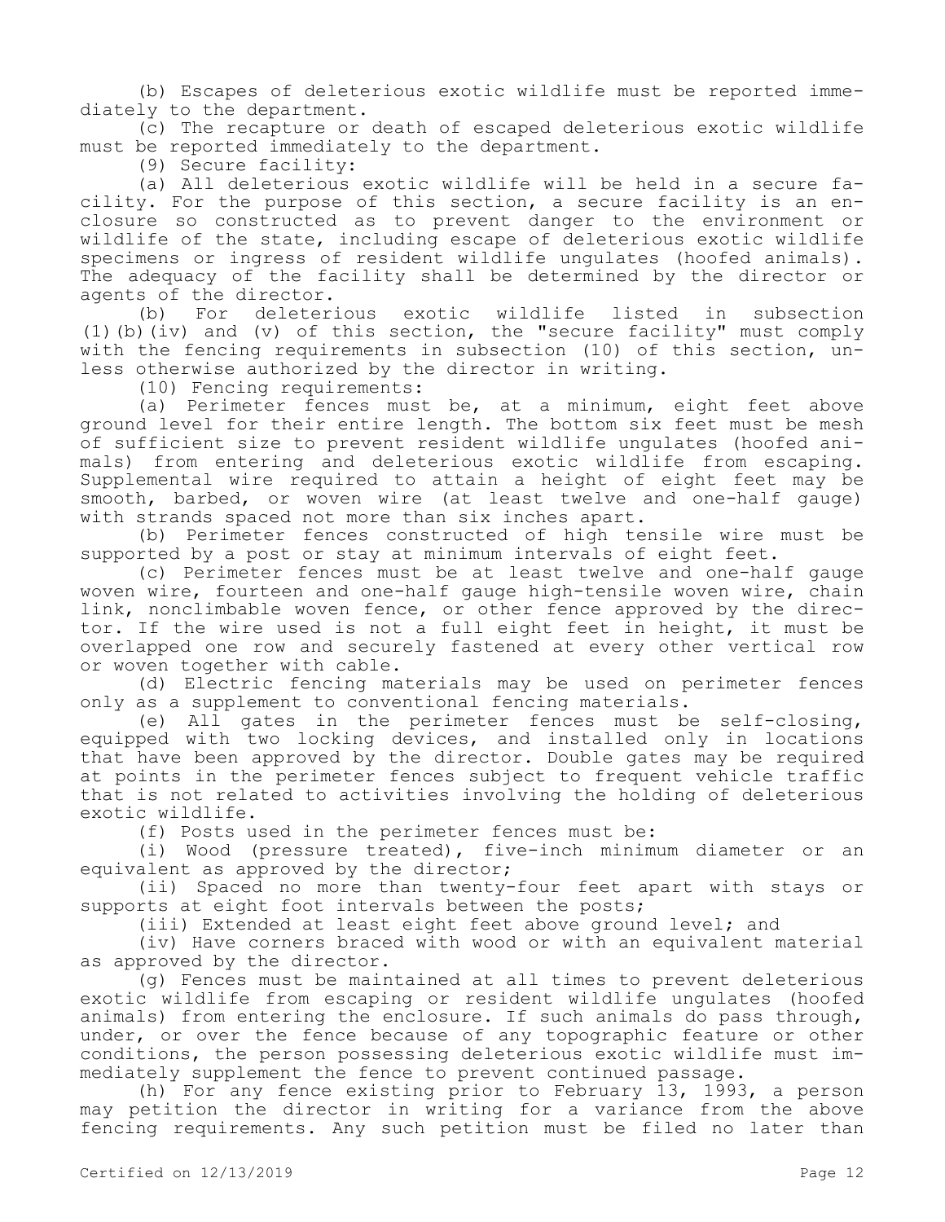(b) Escapes of deleterious exotic wildlife must be reported immediately to the department.

(c) The recapture or death of escaped deleterious exotic wildlife must be reported immediately to the department.

(9) Secure facility:

(a) All deleterious exotic wildlife will be held in a secure facility. For the purpose of this section, a secure facility is an enclosure so constructed as to prevent danger to the environment or wildlife of the state, including escape of deleterious exotic wildlife specimens or ingress of resident wildlife ungulates (hoofed animals). The adequacy of the facility shall be determined by the director or agents of the director.

(b) For deleterious exotic wildlife listed in subsection (1)(b)(iv) and (v) of this section, the "secure facility" must comply with the fencing requirements in subsection (10) of this section, unless otherwise authorized by the director in writing.

(10) Fencing requirements:

(a) Perimeter fences must be, at a minimum, eight feet above ground level for their entire length. The bottom six feet must be mesh of sufficient size to prevent resident wildlife ungulates (hoofed animals) from entering and deleterious exotic wildlife from escaping. Supplemental wire required to attain a height of eight feet may be smooth, barbed, or woven wire (at least twelve and one-half gauge) with strands spaced not more than six inches apart.

(b) Perimeter fences constructed of high tensile wire must be supported by a post or stay at minimum intervals of eight feet.

(c) Perimeter fences must be at least twelve and one-half gauge woven wire, fourteen and one-half gauge high-tensile woven wire, chain link, nonclimbable woven fence, or other fence approved by the director. If the wire used is not a full eight feet in height, it must be overlapped one row and securely fastened at every other vertical row or woven together with cable.

(d) Electric fencing materials may be used on perimeter fences only as a supplement to conventional fencing materials.

(e) All gates in the perimeter fences must be self-closing, equipped with two locking devices, and installed only in locations that have been approved by the director. Double gates may be required at points in the perimeter fences subject to frequent vehicle traffic that is not related to activities involving the holding of deleterious exotic wildlife.

(f) Posts used in the perimeter fences must be:

(i) Wood (pressure treated), five-inch minimum diameter or an equivalent as approved by the director;

(ii) Spaced no more than twenty-four feet apart with stays or supports at eight foot intervals between the posts;

(iii) Extended at least eight feet above ground level; and

(iv) Have corners braced with wood or with an equivalent material as approved by the director.

(g) Fences must be maintained at all times to prevent deleterious exotic wildlife from escaping or resident wildlife ungulates (hoofed animals) from entering the enclosure. If such animals do pass through, under, or over the fence because of any topographic feature or other conditions, the person possessing deleterious exotic wildlife must immediately supplement the fence to prevent continued passage.

(h) For any fence existing prior to February 13, 1993, a person may petition the director in writing for a variance from the above fencing requirements. Any such petition must be filed no later than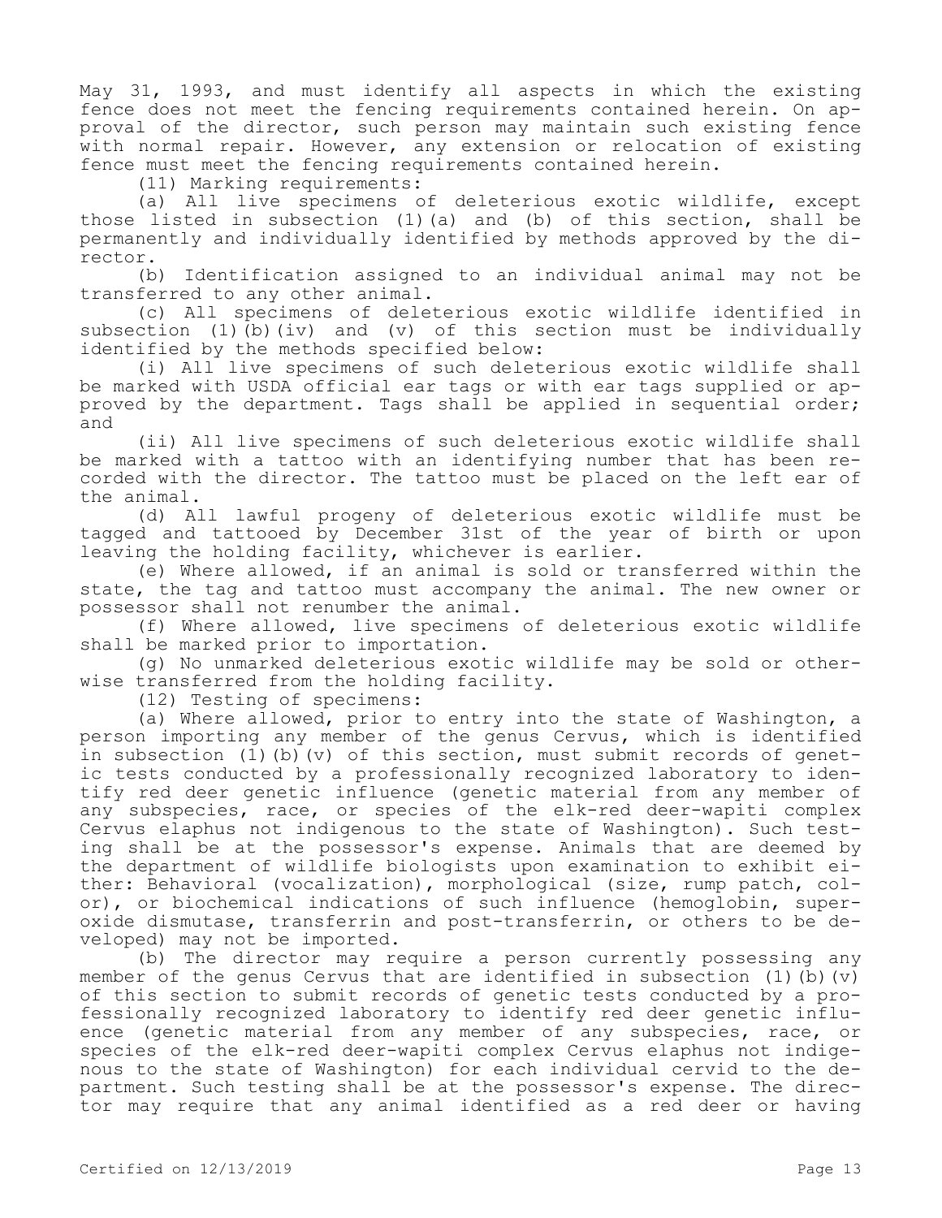May 31, 1993, and must identify all aspects in which the existing fence does not meet the fencing requirements contained herein. On approval of the director, such person may maintain such existing fence with normal repair. However, any extension or relocation of existing fence must meet the fencing requirements contained herein.

(11) Marking requirements:

(a) All live specimens of deleterious exotic wildlife, except those listed in subsection (1)(a) and (b) of this section, shall be permanently and individually identified by methods approved by the director.

(b) Identification assigned to an individual animal may not be transferred to any other animal.

(c) All specimens of deleterious exotic wildlife identified in subsection (1)(b)(iv) and (v) of this section must be individually identified by the methods specified below:

(i) All live specimens of such deleterious exotic wildlife shall be marked with USDA official ear tags or with ear tags supplied or approved by the department. Tags shall be applied in sequential order; and

(ii) All live specimens of such deleterious exotic wildlife shall be marked with a tattoo with an identifying number that has been recorded with the director. The tattoo must be placed on the left ear of the animal.

(d) All lawful progeny of deleterious exotic wildlife must be tagged and tattooed by December 31st of the year of birth or upon leaving the holding facility, whichever is earlier.

(e) Where allowed, if an animal is sold or transferred within the state, the tag and tattoo must accompany the animal. The new owner or possessor shall not renumber the animal.

(f) Where allowed, live specimens of deleterious exotic wildlife shall be marked prior to importation.

(g) No unmarked deleterious exotic wildlife may be sold or otherwise transferred from the holding facility.

(12) Testing of specimens:

(a) Where allowed, prior to entry into the state of Washington, a person importing any member of the genus Cervus, which is identified in subsection (1)(b)(v) of this section, must submit records of genetic tests conducted by a professionally recognized laboratory to identify red deer genetic influence (genetic material from any member of any subspecies, race, or species of the elk-red deer-wapiti complex Cervus elaphus not indigenous to the state of Washington). Such testing shall be at the possessor's expense. Animals that are deemed by the department of wildlife biologists upon examination to exhibit either: Behavioral (vocalization), morphological (size, rump patch, color), or biochemical indications of such influence (hemoglobin, superoxide dismutase, transferrin and post-transferrin, or others to be developed) may not be imported.

(b) The director may require a person currently possessing any member of the genus Cervus that are identified in subsection (1)(b)(v) of this section to submit records of genetic tests conducted by a professionally recognized laboratory to identify red deer genetic influence (genetic material from any member of any subspecies, race, or species of the elk-red deer-wapiti complex Cervus elaphus not indigenous to the state of Washington) for each individual cervid to the department. Such testing shall be at the possessor's expense. The director may require that any animal identified as a red deer or having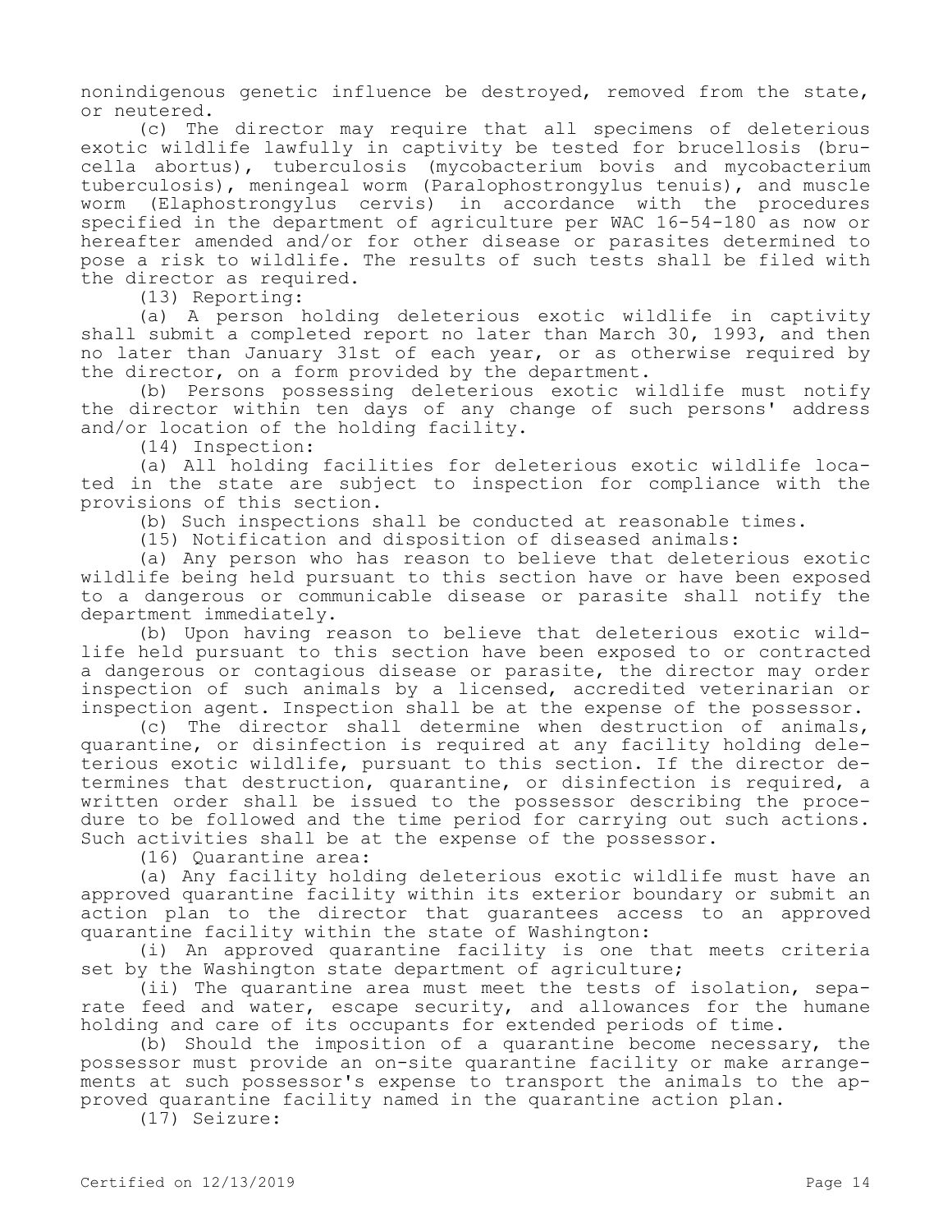nonindigenous genetic influence be destroyed, removed from the state, or neutered.

(c) The director may require that all specimens of deleterious exotic wildlife lawfully in captivity be tested for brucellosis (brucella abortus), tuberculosis (mycobacterium bovis and mycobacterium tuberculosis), meningeal worm (Paralophostrongylus tenuis), and muscle worm (Elaphostrongylus cervis) in accordance with the procedures specified in the department of agriculture per WAC 16-54-180 as now or hereafter amended and/or for other disease or parasites determined to pose a risk to wildlife. The results of such tests shall be filed with the director as required.

(13) Reporting:

(a) A person holding deleterious exotic wildlife in captivity shall submit a completed report no later than March 30, 1993, and then no later than January 31st of each year, or as otherwise required by the director, on a form provided by the department.

(b) Persons possessing deleterious exotic wildlife must notify the director within ten days of any change of such persons' address and/or location of the holding facility.

(14) Inspection:

(a) All holding facilities for deleterious exotic wildlife located in the state are subject to inspection for compliance with the provisions of this section.

(b) Such inspections shall be conducted at reasonable times.

(15) Notification and disposition of diseased animals:

(a) Any person who has reason to believe that deleterious exotic wildlife being held pursuant to this section have or have been exposed to a dangerous or communicable disease or parasite shall notify the department immediately.

(b) Upon having reason to believe that deleterious exotic wildlife held pursuant to this section have been exposed to or contracted a dangerous or contagious disease or parasite, the director may order inspection of such animals by a licensed, accredited veterinarian or inspection agent. Inspection shall be at the expense of the possessor.

(c) The director shall determine when destruction of animals, quarantine, or disinfection is required at any facility holding deleterious exotic wildlife, pursuant to this section. If the director determines that destruction, quarantine, or disinfection is required, a written order shall be issued to the possessor describing the procedure to be followed and the time period for carrying out such actions. Such activities shall be at the expense of the possessor.

(16) Quarantine area:

(a) Any facility holding deleterious exotic wildlife must have an approved quarantine facility within its exterior boundary or submit an action plan to the director that guarantees access to an approved quarantine facility within the state of Washington:

(i) An approved quarantine facility is one that meets criteria set by the Washington state department of agriculture;

(ii) The quarantine area must meet the tests of isolation, separate feed and water, escape security, and allowances for the humane holding and care of its occupants for extended periods of time.

(b) Should the imposition of a quarantine become necessary, the possessor must provide an on-site quarantine facility or make arrangements at such possessor's expense to transport the animals to the approved quarantine facility named in the quarantine action plan.

(17) Seizure: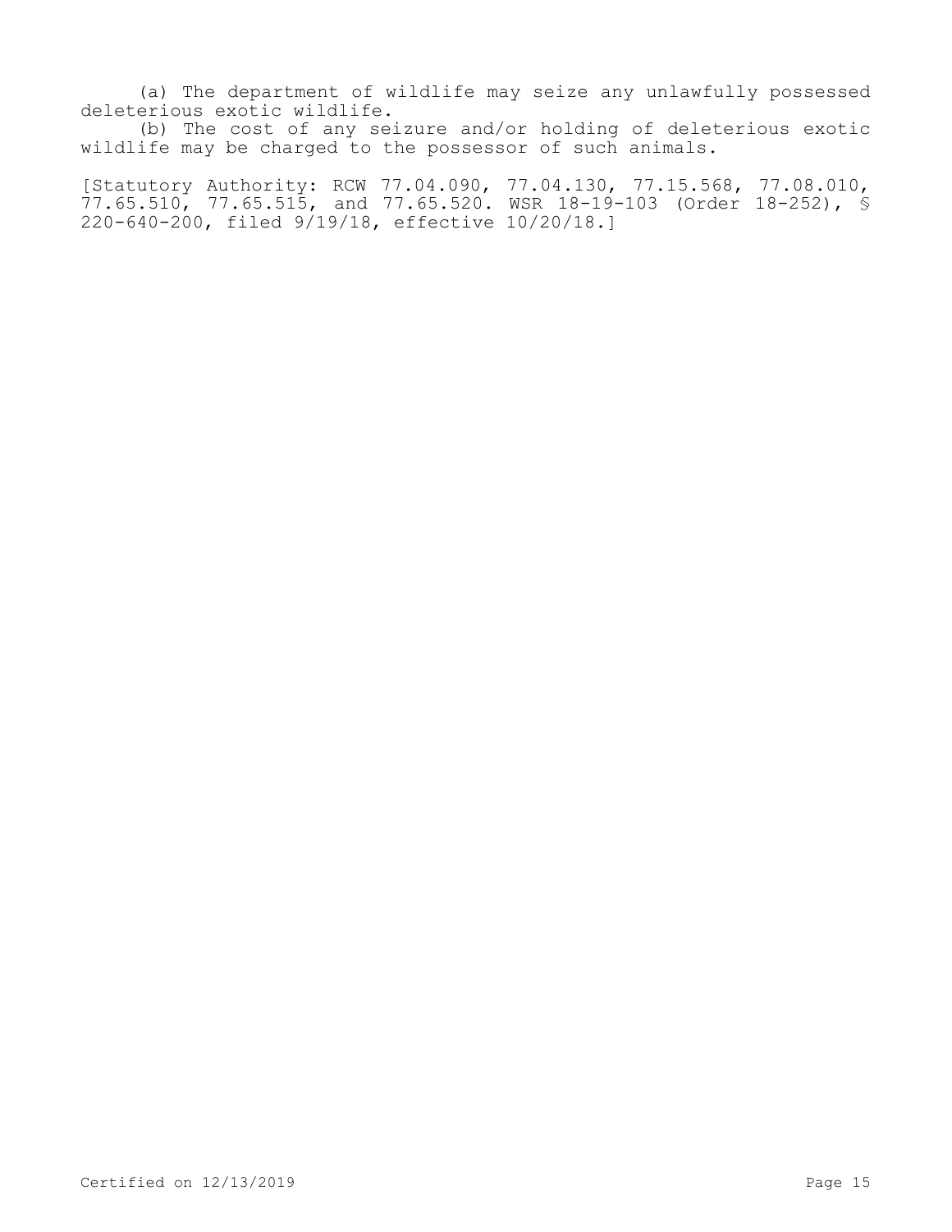(a) The department of wildlife may seize any unlawfully possessed deleterious exotic wildlife.

(b) The cost of any seizure and/or holding of deleterious exotic wildlife may be charged to the possessor of such animals.

[Statutory Authority: RCW 77.04.090, 77.04.130, 77.15.568, 77.08.010, 77.65.510, 77.65.515, and 77.65.520. WSR 18-19-103 (Order 18-252), § 220-640-200, filed 9/19/18, effective 10/20/18.]